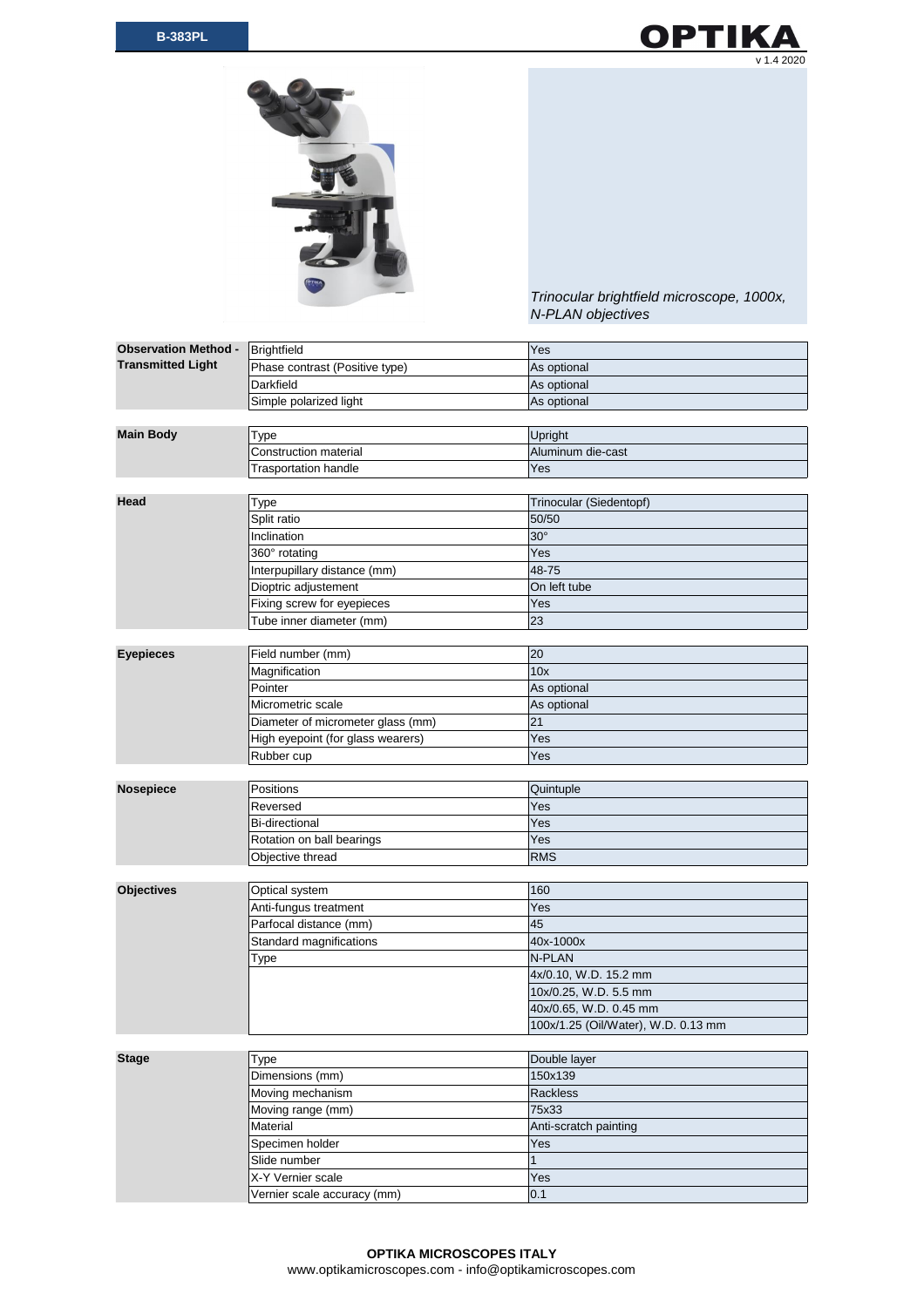# B-383PL

*Trinocular brightfield microscope, 1000x, N-PLAN objectives*

| Observation Method - Transmitted Light | Brightfield | Yes |
|---|---|---|
| | Phase contrast (Positive type) | As optional |
| | Darkfield | As optional |
| | Simple polarized light | As optional |

| Main Body | Type | Upright |
|---|---|---|
| | Construction material | Aluminum die-cast |
| | Trasportation handle | Yes |

| Head | Type | Trinocular (Siedentopf) |
|---|---|---|
| | Split ratio | 50/50 |
| | Inclination | 30° |
| | 360° rotating | Yes |
| | Interpupillary distance (mm) | 48-75 |
| | Dioptric adjustement | On left tube |
| | Fixing screw for eyepieces | Yes |
| | Tube inner diameter (mm) | 23 |

| Eyepieces | Field number (mm) | 20 |
|---|---|---|
| | Magnification | 10x |
| | Pointer | As optional |
| | Micrometric scale | As optional |
| | Diameter of micrometer glass (mm) | 21 |
| | High eyepoint (for glass wearers) | Yes |
| | Rubber cup | Yes |

| Nosepiece | Positions | Quintuple |
|---|---|---|
| | Reversed | Yes |
| | Bi-directional | Yes |
| | Rotation on ball bearings | Yes |
| | Objective thread | RMS |

| Objectives | Optical system | 160 |
|---|---|---|
| | Anti-fungus treatment | Yes |
| | Parfocal distance (mm) | 45 |
| | Standard magnifications | 40x-1000x |
| | Type | N-PLAN |
| | | 4x/0.10, W.D. 15.2 mm |
| | | 10x/0.25, W.D. 5.5 mm |
| | | 40x/0.65, W.D. 0.45 mm |
| | | 100x/1.25 (Oil/Water), W.D. 0.13 mm |

| Stage | Type | Double layer |
|---|---|---|
| | Dimensions (mm) | 150x139 |
| | Moving mechanism | Rackless |
| | Moving range (mm) | 75x33 |
| | Material | Anti-scratch painting |
| | Specimen holder | Yes |
| | Slide number | 1 |
| | X-Y Vernier scale | Yes |
| | Vernier scale accuracy (mm) | 0.1 |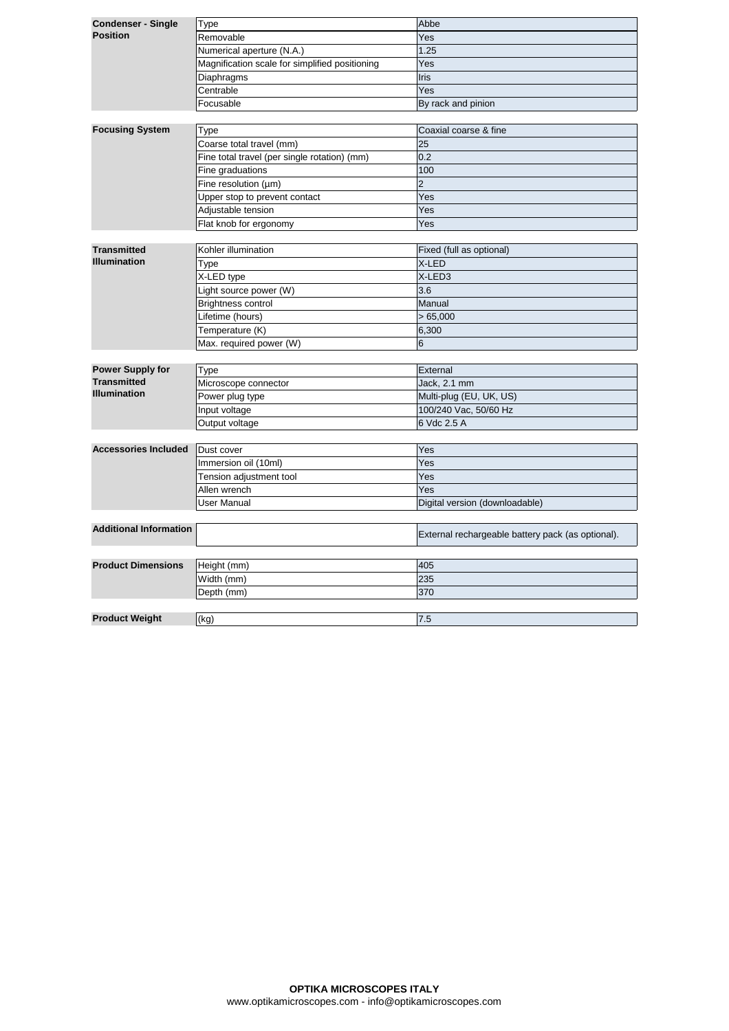| | | |
|---|---|---|
| **Condenser - Single Position** | Type | Abbe |
| | Removable | Yes |
| | Numerical aperture (N.A.) | 1.25 |
| | Magnification scale for simplified positioning | Yes |
| | Diaphragms | Iris |
| | Centrable | Yes |
| | Focusable | By rack and pinion |
| **Focusing System** | Type | Coaxial coarse & fine |
| | Coarse total travel (mm) | 25 |
| | Fine total travel (per single rotation) (mm) | 0.2 |
| | Fine graduations | 100 |
| | Fine resolution (µm) | 2 |
| | Upper stop to prevent contact | Yes |
| | Adjustable tension | Yes |
| | Flat knob for ergonomy | Yes |
| **Transmitted Illumination** | Kohler illumination | Fixed (full as optional) |
| | Type | X-LED |
| | X-LED type | X-LED3 |
| | Light source power (W) | 3.6 |
| | Brightness control | Manual |
| | Lifetime (hours) | > 65,000 |
| | Temperature (K) | 6,300 |
| | Max. required power (W) | 6 |
| **Power Supply for Transmitted Illumination** | Type | External |
| | Microscope connector | Jack, 2.1 mm |
| | Power plug type | Multi-plug (EU, UK, US) |
| | Input voltage | 100/240 Vac, 50/60 Hz |
| | Output voltage | 6 Vdc 2.5 A |
| **Accessories Included** | Dust cover | Yes |
| | Immersion oil (10ml) | Yes |
| | Tension adjustment tool | Yes |
| | Allen wrench | Yes |
| | User Manual | Digital version (downloadable) |
| **Additional Information** | | External rechargeable battery pack (as optional). |
| **Product Dimensions** | Height (mm) | 405 |
| | Width (mm) | 235 |
| | Depth (mm) | 370 |
| **Product Weight** | (kg) | 7.5 |

**OPTIKA MICROSCOPES ITALY**
www.optikamicroscopes.com - info@optikamicroscopes.com